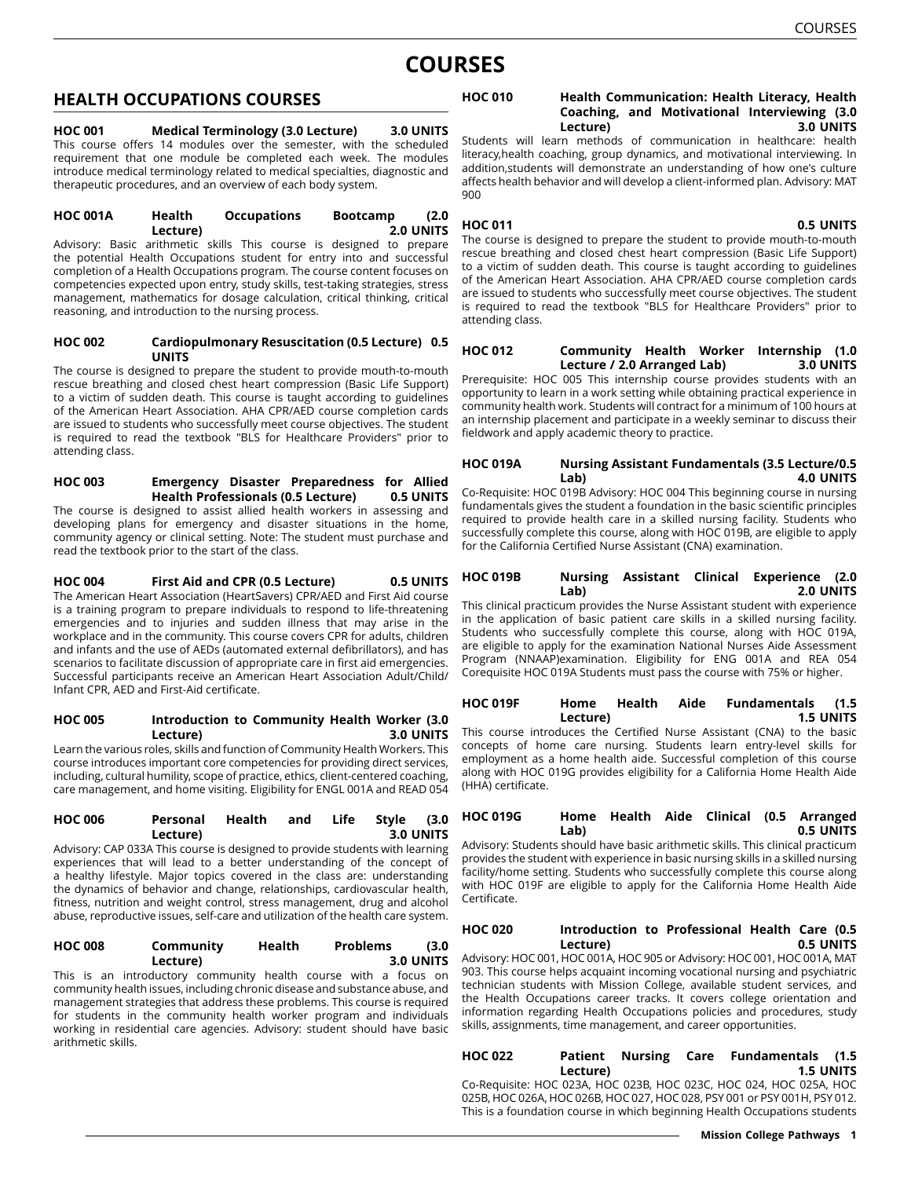# COURSES

## HEALTH OCCUPATIONS COURSES

**HOC 001 Medical Terminology (3.0 Lecture) 3.0 UNITS**

This course offers 14 modules over the semester, with the scheduled requirement that one module be completed each week. The modules introduce medical terminology related to medical specialties, diagnostic and therapeutic procedures, and an overview of each body system.

**HOC 001A Health Occupations Bootcamp (2.0 Lecture) 2.0 UNITS**

Advisory: Basic arithmetic skills This course is designed to prepare the potential Health Occupations student for entry into and successful completion of a Health Occupations program. The course content focuses on competencies expected upon entry, study skills, test-taking strategies, stress management, mathematics for dosage calculation, critical thinking, critical reasoning, and introduction to the nursing process.

**HOC 002 Cardiopulmonary Resuscitation (0.5 Lecture) 0.5 UNITS**

The course is designed to prepare the student to provide mouth-to-mouth rescue breathing and closed chest heart compression (Basic Life Support) to a victim of sudden death. This course is taught according to guidelines of the American Heart Association. AHA CPR/AED course completion cards are issued to students who successfully meet course objectives. The student is required to read the textbook "BLS for Healthcare Providers" prior to attending class.

**HOC 003 Emergency Disaster Preparedness for Allied Health Professionals (0.5 Lecture) 0.5 UNITS**

The course is designed to assist allied health workers in assessing and developing plans for emergency and disaster situations in the home, community agency or clinical setting. Note: The student must purchase and read the textbook prior to the start of the class.

**HOC 004 First Aid and CPR (0.5 Lecture) 0.5 UNITS**

The American Heart Association (HeartSavers) CPR/AED and First Aid course is a training program to prepare individuals to respond to life-threatening emergencies and to injuries and sudden illness that may arise in the workplace and in the community. This course covers CPR for adults, children and infants and the use of AEDs (automated external defibrillators), and has scenarios to facilitate discussion of appropriate care in first aid emergencies. Successful participants receive an American Heart Association Adult/Child/Infant CPR, AED and First-Aid certificate.

**HOC 005 Introduction to Community Health Worker (3.0 Lecture) 3.0 UNITS**

Learn the various roles, skills and function of Community Health Workers. This course introduces important core competencies for providing direct services, including, cultural humility, scope of practice, ethics, client-centered coaching, care management, and home visiting. Eligibility for ENGL 001A and READ 054

**HOC 006 Personal Health and Life Style (3.0 Lecture) 3.0 UNITS**

Advisory: CAP 033A This course is designed to provide students with learning experiences that will lead to a better understanding of the concept of a healthy lifestyle. Major topics covered in the class are: understanding the dynamics of behavior and change, relationships, cardiovascular health, fitness, nutrition and weight control, stress management, drug and alcohol abuse, reproductive issues, self-care and utilization of the health care system.

**HOC 008 Community Health Problems (3.0 Lecture) 3.0 UNITS**

This is an introductory community health course with a focus on community health issues, including chronic disease and substance abuse, and management strategies that address these problems. This course is required for students in the community health worker program and individuals working in residential care agencies. Advisory: student should have basic arithmetic skills.

**HOC 010 Health Communication: Health Literacy, Health Coaching, and Motivational Interviewing (3.0 Lecture) 3.0 UNITS**

Students will learn methods of communication in healthcare: health literacy,health coaching, group dynamics, and motivational interviewing. In addition,students will demonstrate an understanding of how one's culture affects health behavior and will develop a client-informed plan. Advisory: MAT 900

**HOC 011 0.5 UNITS**

The course is designed to prepare the student to provide mouth-to-mouth rescue breathing and closed chest heart compression (Basic Life Support) to a victim of sudden death. This course is taught according to guidelines of the American Heart Association. AHA CPR/AED course completion cards are issued to students who successfully meet course objectives. The student is required to read the textbook "BLS for Healthcare Providers" prior to attending class.

**HOC 012 Community Health Worker Internship (1.0 Lecture / 2.0 Arranged Lab) 3.0 UNITS**

Prerequisite: HOC 005 This internship course provides students with an opportunity to learn in a work setting while obtaining practical experience in community health work. Students will contract for a minimum of 100 hours at an internship placement and participate in a weekly seminar to discuss their fieldwork and apply academic theory to practice.

**HOC 019A Nursing Assistant Fundamentals (3.5 Lecture/0.5 Lab) 4.0 UNITS**

Co-Requisite: HOC 019B Advisory: HOC 004 This beginning course in nursing fundamentals gives the student a foundation in the basic scientific principles required to provide health care in a skilled nursing facility. Students who successfully complete this course, along with HOC 019B, are eligible to apply for the California Certified Nurse Assistant (CNA) examination.

**HOC 019B Nursing Assistant Clinical Experience (2.0 Lab) 2.0 UNITS**

This clinical practicum provides the Nurse Assistant student with experience in the application of basic patient care skills in a skilled nursing facility. Students who successfully complete this course, along with HOC 019A, are eligible to apply for the examination National Nurses Aide Assessment Program (NNAAP)examination. Eligibility for ENG 001A and REA 054 Corequisite HOC 019A Students must pass the course with 75% or higher.

**HOC 019F Home Health Aide Fundamentals (1.5 Lecture) 1.5 UNITS**

This course introduces the Certified Nurse Assistant (CNA) to the basic concepts of home care nursing. Students learn entry-level skills for employment as a home health aide. Successful completion of this course along with HOC 019G provides eligibility for a California Home Health Aide (HHA) certificate.

**HOC 019G Home Health Aide Clinical (0.5 Arranged Lab) 0.5 UNITS**

Advisory: Students should have basic arithmetic skills. This clinical practicum provides the student with experience in basic nursing skills in a skilled nursing facility/home setting. Students who successfully complete this course along with HOC 019F are eligible to apply for the California Home Health Aide Certificate.

**HOC 020 Introduction to Professional Health Care (0.5 Lecture) 0.5 UNITS**

Advisory: HOC 001, HOC 001A, HOC 905 or Advisory: HOC 001, HOC 001A, MAT 903. This course helps acquaint incoming vocational nursing and psychiatric technician students with Mission College, available student services, and the Health Occupations career tracks. It covers college orientation and information regarding Health Occupations policies and procedures, study skills, assignments, time management, and career opportunities.

**HOC 022 Patient Nursing Care Fundamentals (1.5 Lecture) 1.5 UNITS**

Co-Requisite: HOC 023A, HOC 023B, HOC 023C, HOC 024, HOC 025A, HOC 025B, HOC 026A, HOC 026B, HOC 027, HOC 028, PSY 001 or PSY 001H, PSY 012. This is a foundation course in which beginning Health Occupations students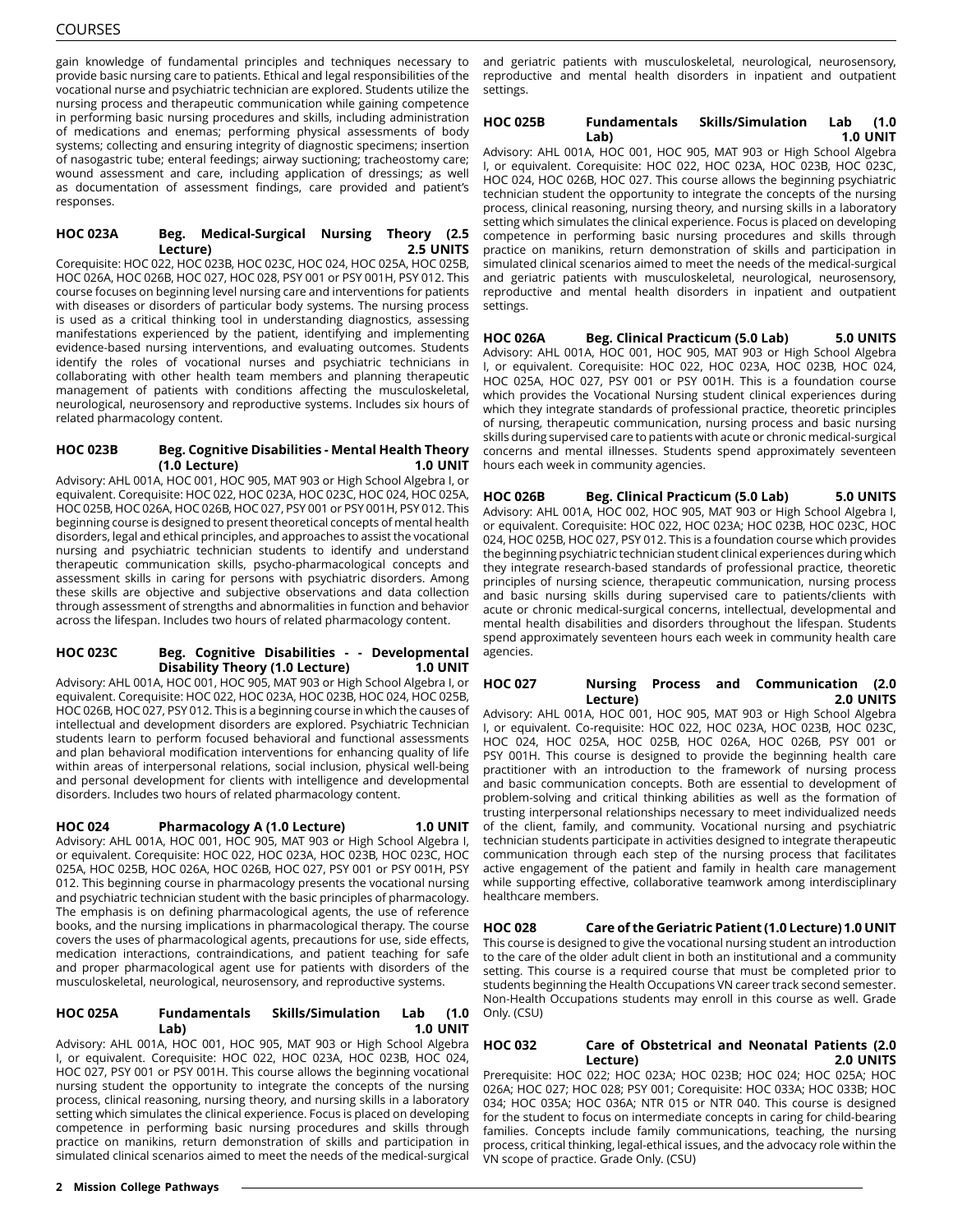gain knowledge of fundamental principles and techniques necessary to provide basic nursing care to patients. Ethical and legal responsibilities of the vocational nurse and psychiatric technician are explored. Students utilize the nursing process and therapeutic communication while gaining competence in performing basic nursing procedures and skills, including administration of medications and enemas; performing physical assessments of body systems; collecting and ensuring integrity of diagnostic specimens; insertion of nasogastric tube; enteral feedings; airway suctioning; tracheostomy care; wound assessment and care, including application of dressings; as well as documentation of assessment findings, care provided and patient's responses.

**HOC 023A Beg. Medical-Surgical Nursing Theory (2.5 Lecture) 2.5 UNITS**

Corequisite: HOC 022, HOC 023B, HOC 023C, HOC 024, HOC 025A, HOC 025B, HOC 026A, HOC 026B, HOC 027, HOC 028, PSY 001 or PSY 001H, PSY 012. This course focuses on beginning level nursing care and interventions for patients with diseases or disorders of particular body systems. The nursing process is used as a critical thinking tool in understanding diagnostics, assessing manifestations experienced by the patient, identifying and implementing evidence-based nursing interventions, and evaluating outcomes. Students identify the roles of vocational nurses and psychiatric technicians in collaborating with other health team members and planning therapeutic management of patients with conditions affecting the musculoskeletal, neurological, neurosensory and reproductive systems. Includes six hours of related pharmacology content.

**HOC 023B Beg. Cognitive Disabilities - Mental Health Theory (1.0 Lecture) 1.0 UNIT**

Advisory: AHL 001A, HOC 001, HOC 905, MAT 903 or High School Algebra I, or equivalent. Corequisite: HOC 022, HOC 023A, HOC 023C, HOC 024, HOC 025A, HOC 025B, HOC 026A, HOC 026B, HOC 027, PSY 001 or PSY 001H, PSY 012. This beginning course is designed to present theoretical concepts of mental health disorders, legal and ethical principles, and approaches to assist the vocational nursing and psychiatric technician students to identify and understand therapeutic communication skills, psycho-pharmacological concepts and assessment skills in caring for persons with psychiatric disorders. Among these skills are objective and subjective observations and data collection through assessment of strengths and abnormalities in function and behavior across the lifespan. Includes two hours of related pharmacology content.

**HOC 023C Beg. Cognitive Disabilities - - Developmental Disability Theory (1.0 Lecture) 1.0 UNIT**

Advisory: AHL 001A, HOC 001, HOC 905, MAT 903 or High School Algebra I, or equivalent. Corequisite: HOC 022, HOC 023A, HOC 023B, HOC 024, HOC 025B, HOC 026B, HOC 027, PSY 012. This is a beginning course in which the causes of intellectual and development disorders are explored. Psychiatric Technician students learn to perform focused behavioral and functional assessments and plan behavioral modification interventions for enhancing quality of life within areas of interpersonal relations, social inclusion, physical well-being and personal development for clients with intelligence and developmental disorders. Includes two hours of related pharmacology content.

**HOC 024 Pharmacology A (1.0 Lecture) 1.0 UNIT**

Advisory: AHL 001A, HOC 001, HOC 905, MAT 903 or High School Algebra I, or equivalent. Corequisite: HOC 022, HOC 023A, HOC 023B, HOC 023C, HOC 025A, HOC 025B, HOC 026A, HOC 026B, HOC 027, PSY 001 or PSY 001H, PSY 012. This beginning course in pharmacology presents the vocational nursing and psychiatric technician student with the basic principles of pharmacology. The emphasis is on defining pharmacological agents, the use of reference books, and the nursing implications in pharmacological therapy. The course covers the uses of pharmacological agents, precautions for use, side effects, medication interactions, contraindications, and patient teaching for safe and proper pharmacological agent use for patients with disorders of the musculoskeletal, neurological, neurosensory, and reproductive systems.

**HOC 025A Fundamentals Skills/Simulation Lab (1.0 Lab) 1.0 UNIT**

Advisory: AHL 001A, HOC 001, HOC 905, MAT 903 or High School Algebra I, or equivalent. Corequisite: HOC 022, HOC 023A, HOC 023B, HOC 024, HOC 027, PSY 001 or PSY 001H. This course allows the beginning vocational nursing student the opportunity to integrate the concepts of the nursing process, clinical reasoning, nursing theory, and nursing skills in a laboratory setting which simulates the clinical experience. Focus is placed on developing competence in performing basic nursing procedures and skills through practice on manikins, return demonstration of skills and participation in simulated clinical scenarios aimed to meet the needs of the medical-surgical and geriatric patients with musculoskeletal, neurological, neurosensory, reproductive and mental health disorders in inpatient and outpatient settings.

**HOC 025B Fundamentals Skills/Simulation Lab (1.0 Lab) 1.0 UNIT**

Advisory: AHL 001A, HOC 001, HOC 905, MAT 903 or High School Algebra I, or equivalent. Corequisite: HOC 022, HOC 023A, HOC 023B, HOC 023C, HOC 024, HOC 026B, HOC 027. This course allows the beginning psychiatric technician student the opportunity to integrate the concepts of the nursing process, clinical reasoning, nursing theory, and nursing skills in a laboratory setting which simulates the clinical experience. Focus is placed on developing competence in performing basic nursing procedures and skills through practice on manikins, return demonstration of skills and participation in simulated clinical scenarios aimed to meet the needs of the medical-surgical and geriatric patients with musculoskeletal, neurological, neurosensory, reproductive and mental health disorders in inpatient and outpatient settings.

**HOC 026A Beg. Clinical Practicum (5.0 Lab) 5.0 UNITS**

Advisory: AHL 001A, HOC 001, HOC 905, MAT 903 or High School Algebra I, or equivalent. Corequisite: HOC 022, HOC 023A, HOC 023B, HOC 024, HOC 025A, HOC 027, PSY 001 or PSY 001H. This is a foundation course which provides the Vocational Nursing student clinical experiences during which they integrate standards of professional practice, theoretic principles of nursing, therapeutic communication, nursing process and basic nursing skills during supervised care to patients with acute or chronic medical-surgical concerns and mental illnesses. Students spend approximately seventeen hours each week in community agencies.

**HOC 026B Beg. Clinical Practicum (5.0 Lab) 5.0 UNITS**

Advisory: AHL 001A, HOC 002, HOC 905, MAT 903 or High School Algebra I, or equivalent. Corequisite: HOC 022, HOC 023A; HOC 023B, HOC 023C, HOC 024, HOC 025B, HOC 027, PSY 012. This is a foundation course which provides the beginning psychiatric technician student clinical experiences during which they integrate research-based standards of professional practice, theoretic principles of nursing science, therapeutic communication, nursing process and basic nursing skills during supervised care to patients/clients with acute or chronic medical-surgical concerns, intellectual, developmental and mental health disabilities and disorders throughout the lifespan. Students spend approximately seventeen hours each week in community health care agencies.

**HOC 027 Nursing Process and Communication (2.0 Lecture) 2.0 UNITS**

Advisory: AHL 001A, HOC 001, HOC 905, MAT 903 or High School Algebra I, or equivalent. Co-requisite: HOC 022, HOC 023A, HOC 023B, HOC 023C, HOC 024, HOC 025A, HOC 025B, HOC 026A, HOC 026B, PSY 001 or PSY 001H. This course is designed to provide the beginning health care practitioner with an introduction to the framework of nursing process and basic communication concepts. Both are essential to development of problem-solving and critical thinking abilities as well as the formation of trusting interpersonal relationships necessary to meet individualized needs of the client, family, and community. Vocational nursing and psychiatric technician students participate in activities designed to integrate therapeutic communication through each step of the nursing process that facilitates active engagement of the patient and family in health care management while supporting effective, collaborative teamwork among interdisciplinary healthcare members.

**HOC 028 Care of the Geriatric Patient (1.0 Lecture) 1.0 UNIT**

This course is designed to give the vocational nursing student an introduction to the care of the older adult client in both an institutional and a community setting. This course is a required course that must be completed prior to students beginning the Health Occupations VN career track second semester. Non-Health Occupations students may enroll in this course as well. Grade Only. (CSU)

**HOC 032 Care of Obstetrical and Neonatal Patients (2.0 Lecture) 2.0 UNITS**

Prerequisite: HOC 022; HOC 023A; HOC 023B; HOC 024; HOC 025A; HOC 026A; HOC 027; HOC 028; PSY 001; Corequisite: HOC 033A; HOC 033B; HOC 034; HOC 035A; HOC 036A; NTR 015 or NTR 040. This course is designed for the student to focus on intermediate concepts in caring for child-bearing families. Concepts include family communications, teaching, the nursing process, critical thinking, legal-ethical issues, and the advocacy role within the VN scope of practice. Grade Only. (CSU)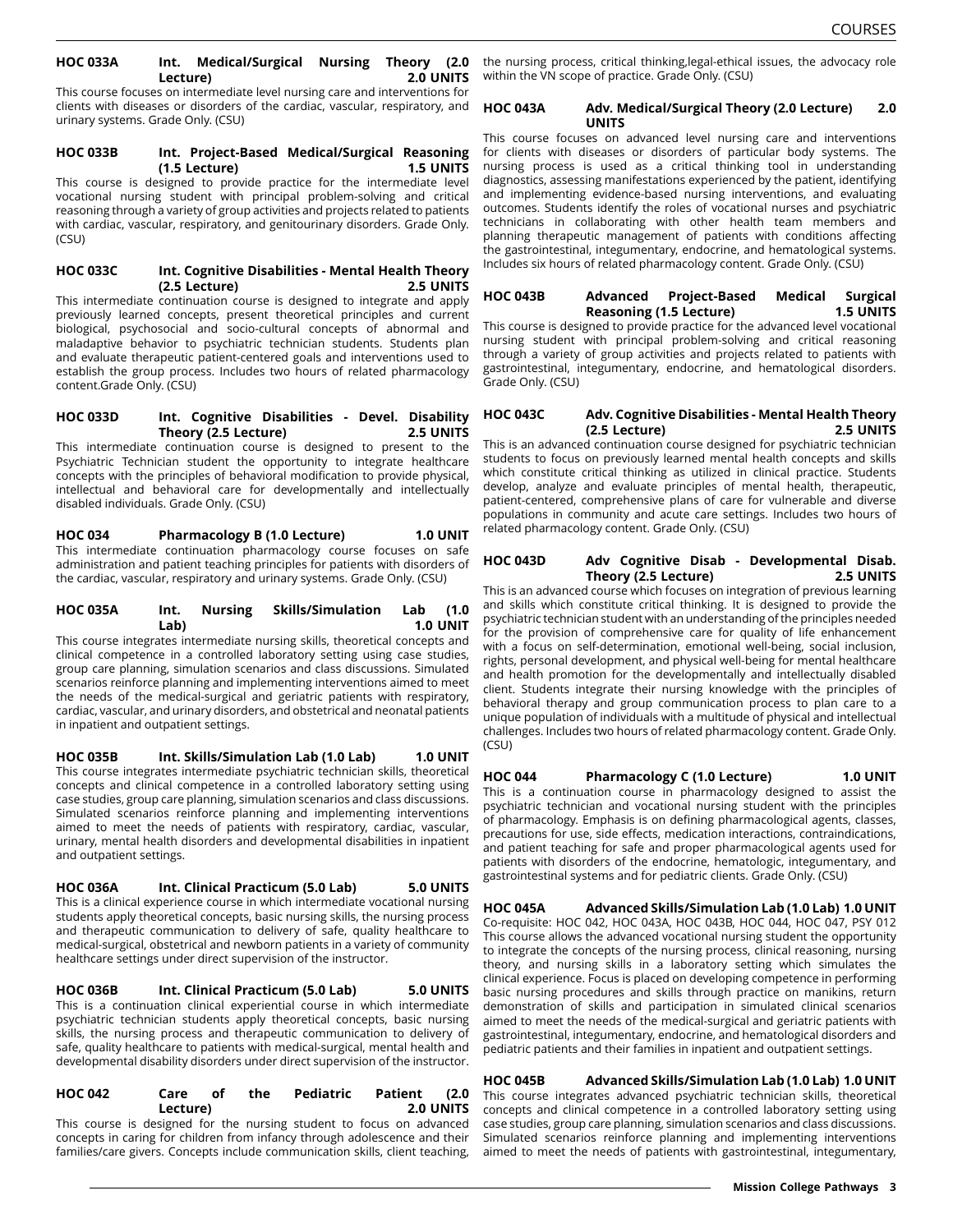#### HOC 033A Int. Medical/Surgical Nursing Theory (2.0 Lecture) 2.0 UNITS

This course focuses on intermediate level nursing care and interventions for clients with diseases or disorders of the cardiac, vascular, respiratory, and urinary systems. Grade Only. (CSU)

#### HOC 033B Int. Project-Based Medical/Surgical Reasoning (1.5 Lecture) 1.5 UNITS

This course is designed to provide practice for the intermediate level vocational nursing student with principal problem-solving and critical reasoning through a variety of group activities and projects related to patients with cardiac, vascular, respiratory, and genitourinary disorders. Grade Only. (CSU)

#### HOC 033C Int. Cognitive Disabilities - Mental Health Theory (2.5 Lecture) 2.5 UNITS

This intermediate continuation course is designed to integrate and apply previously learned concepts, present theoretical principles and current biological, psychosocial and socio-cultural concepts of abnormal and maladaptive behavior to psychiatric technician students. Students plan and evaluate therapeutic patient-centered goals and interventions used to establish the group process. Includes two hours of related pharmacology content.Grade Only. (CSU)

#### HOC 033D Int. Cognitive Disabilities - Devel. Disability Theory (2.5 Lecture) 2.5 UNITS

This intermediate continuation course is designed to present to the Psychiatric Technician student the opportunity to integrate healthcare concepts with the principles of behavioral modification to provide physical, intellectual and behavioral care for developmentally and intellectually disabled individuals. Grade Only. (CSU)

#### HOC 034 Pharmacology B (1.0 Lecture) 1.0 UNIT

This intermediate continuation pharmacology course focuses on safe administration and patient teaching principles for patients with disorders of the cardiac, vascular, respiratory and urinary systems. Grade Only. (CSU)

#### HOC 035A Int. Nursing Skills/Simulation Lab (1.0 Lab) 1.0 UNIT

This course integrates intermediate nursing skills, theoretical concepts and clinical competence in a controlled laboratory setting using case studies, group care planning, simulation scenarios and class discussions. Simulated scenarios reinforce planning and implementing interventions aimed to meet the needs of the medical-surgical and geriatric patients with respiratory, cardiac, vascular, and urinary disorders, and obstetrical and neonatal patients in inpatient and outpatient settings.

#### HOC 035B Int. Skills/Simulation Lab (1.0 Lab) 1.0 UNIT

This course integrates intermediate psychiatric technician skills, theoretical concepts and clinical competence in a controlled laboratory setting using case studies, group care planning, simulation scenarios and class discussions. Simulated scenarios reinforce planning and implementing interventions aimed to meet the needs of patients with respiratory, cardiac, vascular, urinary, mental health disorders and developmental disabilities in inpatient and outpatient settings.

#### HOC 036A Int. Clinical Practicum (5.0 Lab) 5.0 UNITS

This is a clinical experience course in which intermediate vocational nursing students apply theoretical concepts, basic nursing skills, the nursing process and therapeutic communication to delivery of safe, quality healthcare to medical-surgical, obstetrical and newborn patients in a variety of community healthcare settings under direct supervision of the instructor.

#### HOC 036B Int. Clinical Practicum (5.0 Lab) 5.0 UNITS

This is a continuation clinical experiential course in which intermediate psychiatric technician students apply theoretical concepts, basic nursing skills, the nursing process and therapeutic communication to delivery of safe, quality healthcare to patients with medical-surgical, mental health and developmental disability disorders under direct supervision of the instructor.

#### HOC 042 Care of the Pediatric Patient (2.0 Lecture) 2.0 UNITS

This course is designed for the nursing student to focus on advanced concepts in caring for children from infancy through adolescence and their families/care givers. Concepts include communication skills, client teaching, the nursing process, critical thinking,legal-ethical issues, the advocacy role within the VN scope of practice. Grade Only. (CSU)

#### HOC 043A Adv. Medical/Surgical Theory (2.0 Lecture) 2.0 UNITS

This course focuses on advanced level nursing care and interventions for clients with diseases or disorders of particular body systems. The nursing process is used as a critical thinking tool in understanding diagnostics, assessing manifestations experienced by the patient, identifying and implementing evidence-based nursing interventions, and evaluating outcomes. Students identify the roles of vocational nurses and psychiatric technicians in collaborating with other health team members and planning therapeutic management of patients with conditions affecting the gastrointestinal, integumentary, endocrine, and hematological systems. Includes six hours of related pharmacology content. Grade Only. (CSU)

#### HOC 043B Advanced Project-Based Medical Surgical Reasoning (1.5 Lecture) 1.5 UNITS

This course is designed to provide practice for the advanced level vocational nursing student with principal problem-solving and critical reasoning through a variety of group activities and projects related to patients with gastrointestinal, integumentary, endocrine, and hematological disorders. Grade Only. (CSU)

#### HOC 043C Adv. Cognitive Disabilities - Mental Health Theory (2.5 Lecture) 2.5 UNITS

This is an advanced continuation course designed for psychiatric technician students to focus on previously learned mental health concepts and skills which constitute critical thinking as utilized in clinical practice. Students develop, analyze and evaluate principles of mental health, therapeutic, patient-centered, comprehensive plans of care for vulnerable and diverse populations in community and acute care settings. Includes two hours of related pharmacology content. Grade Only. (CSU)

#### HOC 043D Adv Cognitive Disab - Developmental Disab. Theory (2.5 Lecture) 2.5 UNITS

This is an advanced course which focuses on integration of previous learning and skills which constitute critical thinking. It is designed to provide the psychiatric technician student with an understanding of the principles needed for the provision of comprehensive care for quality of life enhancement with a focus on self-determination, emotional well-being, social inclusion, rights, personal development, and physical well-being for mental healthcare and health promotion for the developmentally and intellectually disabled client. Students integrate their nursing knowledge with the principles of behavioral therapy and group communication process to plan care to a unique population of individuals with a multitude of physical and intellectual challenges. Includes two hours of related pharmacology content. Grade Only. (CSU)

#### HOC 044 Pharmacology C (1.0 Lecture) 1.0 UNIT

This is a continuation course in pharmacology designed to assist the psychiatric technician and vocational nursing student with the principles of pharmacology. Emphasis is on defining pharmacological agents, classes, precautions for use, side effects, medication interactions, contraindications, and patient teaching for safe and proper pharmacological agents used for patients with disorders of the endocrine, hematologic, integumentary, and gastrointestinal systems and for pediatric clients. Grade Only. (CSU)

#### HOC 045A Advanced Skills/Simulation Lab (1.0 Lab) 1.0 UNIT

Co-requisite: HOC 042, HOC 043A, HOC 043B, HOC 044, HOC 047, PSY 012

This course allows the advanced vocational nursing student the opportunity to integrate the concepts of the nursing process, clinical reasoning, nursing theory, and nursing skills in a laboratory setting which simulates the clinical experience. Focus is placed on developing competence in performing basic nursing procedures and skills through practice on manikins, return demonstration of skills and participation in simulated clinical scenarios aimed to meet the needs of the medical-surgical and geriatric patients with gastrointestinal, integumentary, endocrine, and hematological disorders and pediatric patients and their families in inpatient and outpatient settings.

#### HOC 045B Advanced Skills/Simulation Lab (1.0 Lab) 1.0 UNIT

This course integrates advanced psychiatric technician skills, theoretical concepts and clinical competence in a controlled laboratory setting using case studies, group care planning, simulation scenarios and class discussions. Simulated scenarios reinforce planning and implementing interventions aimed to meet the needs of patients with gastrointestinal, integumentary,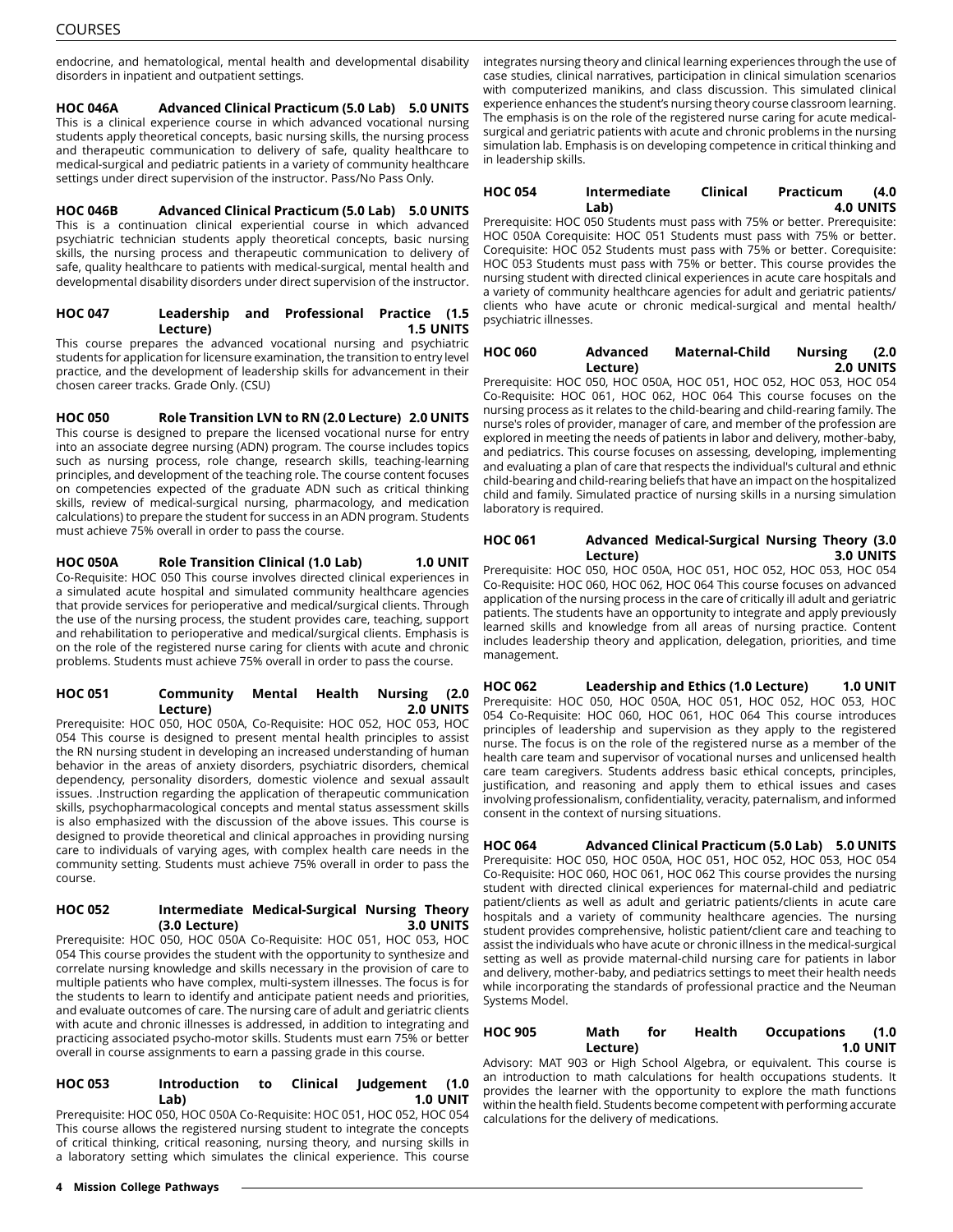endocrine, and hematological, mental health and developmental disability disorders in inpatient and outpatient settings.

**HOC 046A Advanced Clinical Practicum (5.0 Lab) 5.0 UNITS**
This is a clinical experience course in which advanced vocational nursing students apply theoretical concepts, basic nursing skills, the nursing process and therapeutic communication to delivery of safe, quality healthcare to medical-surgical and pediatric patients in a variety of community healthcare settings under direct supervision of the instructor. Pass/No Pass Only.

**HOC 046B Advanced Clinical Practicum (5.0 Lab) 5.0 UNITS**
This is a continuation clinical experiential course in which advanced psychiatric technician students apply theoretical concepts, basic nursing skills, the nursing process and therapeutic communication to delivery of safe, quality healthcare to patients with medical-surgical, mental health and developmental disability disorders under direct supervision of the instructor.

**HOC 047 Leadership and Professional Practice (1.5 Lecture) 1.5 UNITS**
This course prepares the advanced vocational nursing and psychiatric students for application for licensure examination, the transition to entry level practice, and the development of leadership skills for advancement in their chosen career tracks. Grade Only. (CSU)

**HOC 050 Role Transition LVN to RN (2.0 Lecture) 2.0 UNITS**
This course is designed to prepare the licensed vocational nurse for entry into an associate degree nursing (ADN) program. The course includes topics such as nursing process, role change, research skills, teaching-learning principles, and development of the teaching role. The course content focuses on competencies expected of the graduate ADN such as critical thinking skills, review of medical-surgical nursing, pharmacology, and medication calculations) to prepare the student for success in an ADN program. Students must achieve 75% overall in order to pass the course.

**HOC 050A Role Transition Clinical (1.0 Lab) 1.0 UNIT**
Co-Requisite: HOC 050 This course involves directed clinical experiences in a simulated acute hospital and simulated community healthcare agencies that provide services for perioperative and medical/surgical clients. Through the use of the nursing process, the student provides care, teaching, support and rehabilitation to perioperative and medical/surgical clients. Emphasis is on the role of the registered nurse caring for clients with acute and chronic problems. Students must achieve 75% overall in order to pass the course.

**HOC 051 Community Mental Health Nursing (2.0 Lecture) 2.0 UNITS**
Prerequisite: HOC 050, HOC 050A, Co-Requisite: HOC 052, HOC 053, HOC 054 This course is designed to present mental health principles to assist the RN nursing student in developing an increased understanding of human behavior in the areas of anxiety disorders, psychiatric disorders, chemical dependency, personality disorders, domestic violence and sexual assault issues. .Instruction regarding the application of therapeutic communication skills, psychopharmacological concepts and mental status assessment skills is also emphasized with the discussion of the above issues. This course is designed to provide theoretical and clinical approaches in providing nursing care to individuals of varying ages, with complex health care needs in the community setting. Students must achieve 75% overall in order to pass the course.

**HOC 052 Intermediate Medical-Surgical Nursing Theory (3.0 Lecture) 3.0 UNITS**
Prerequisite: HOC 050, HOC 050A Co-Requisite: HOC 051, HOC 053, HOC 054 This course provides the student with the opportunity to synthesize and correlate nursing knowledge and skills necessary in the provision of care to multiple patients who have complex, multi-system illnesses. The focus is for the students to learn to identify and anticipate patient needs and priorities, and evaluate outcomes of care. The nursing care of adult and geriatric clients with acute and chronic illnesses is addressed, in addition to integrating and practicing associated psycho-motor skills. Students must earn 75% or better overall in course assignments to earn a passing grade in this course.

**HOC 053 Introduction to Clinical Judgement (1.0 Lab) 1.0 UNIT**
Prerequisite: HOC 050, HOC 050A Co-Requisite: HOC 051, HOC 052, HOC 054 This course allows the registered nursing student to integrate the concepts of critical thinking, critical reasoning, nursing theory, and nursing skills in a laboratory setting which simulates the clinical experience. This course integrates nursing theory and clinical learning experiences through the use of case studies, clinical narratives, participation in clinical simulation scenarios with computerized manikins, and class discussion. This simulated clinical experience enhances the student's nursing theory course classroom learning. The emphasis is on the role of the registered nurse caring for acute medical-surgical and geriatric patients with acute and chronic problems in the nursing simulation lab. Emphasis is on developing competence in critical thinking and in leadership skills.

**HOC 054 Intermediate Clinical Practicum (4.0 Lab) 4.0 UNITS**
Prerequisite: HOC 050 Students must pass with 75% or better. Prerequisite: HOC 050A Corequisite: HOC 051 Students must pass with 75% or better. Corequisite: HOC 052 Students must pass with 75% or better. Corequisite: HOC 053 Students must pass with 75% or better. This course provides the nursing student with directed clinical experiences in acute care hospitals and a variety of community healthcare agencies for adult and geriatric patients/clients who have acute or chronic medical-surgical and mental health/psychiatric illnesses.

**HOC 060 Advanced Maternal-Child Nursing (2.0 Lecture) 2.0 UNITS**
Prerequisite: HOC 050, HOC 050A, HOC 051, HOC 052, HOC 053, HOC 054 Co-Requisite: HOC 061, HOC 062, HOC 064 This course focuses on the nursing process as it relates to the child-bearing and child-rearing family. The nurse's roles of provider, manager of care, and member of the profession are explored in meeting the needs of patients in labor and delivery, mother-baby, and pediatrics. This course focuses on assessing, developing, implementing and evaluating a plan of care that respects the individual's cultural and ethnic child-bearing and child-rearing beliefs that have an impact on the hospitalized child and family. Simulated practice of nursing skills in a nursing simulation laboratory is required.

**HOC 061 Advanced Medical-Surgical Nursing Theory (3.0 Lecture) 3.0 UNITS**
Prerequisite: HOC 050, HOC 050A, HOC 051, HOC 052, HOC 053, HOC 054 Co-Requisite: HOC 060, HOC 062, HOC 064 This course focuses on advanced application of the nursing process in the care of critically ill adult and geriatric patients. The students have an opportunity to integrate and apply previously learned skills and knowledge from all areas of nursing practice. Content includes leadership theory and application, delegation, priorities, and time management.

**HOC 062 Leadership and Ethics (1.0 Lecture) 1.0 UNIT**
Prerequisite: HOC 050, HOC 050A, HOC 051, HOC 052, HOC 053, HOC 054 Co-Requisite: HOC 060, HOC 061, HOC 064 This course introduces principles of leadership and supervision as they apply to the registered nurse. The focus is on the role of the registered nurse as a member of the health care team and supervisor of vocational nurses and unlicensed health care team caregivers. Students address basic ethical concepts, principles, justification, and reasoning and apply them to ethical issues and cases involving professionalism, confidentiality, veracity, paternalism, and informed consent in the context of nursing situations.

**HOC 064 Advanced Clinical Practicum (5.0 Lab) 5.0 UNITS**
Prerequisite: HOC 050, HOC 050A, HOC 051, HOC 052, HOC 053, HOC 054 Co-Requisite: HOC 060, HOC 061, HOC 062 This course provides the nursing student with directed clinical experiences for maternal-child and pediatric patient/clients as well as adult and geriatric patients/clients in acute care hospitals and a variety of community healthcare agencies. The nursing student provides comprehensive, holistic patient/client care and teaching to assist the individuals who have acute or chronic illness in the medical-surgical setting as well as provide maternal-child nursing care for patients in labor and delivery, mother-baby, and pediatrics settings to meet their health needs while incorporating the standards of professional practice and the Neuman Systems Model.

**HOC 905 Math for Health Occupations (1.0 Lecture) 1.0 UNIT**
Advisory: MAT 903 or High School Algebra, or equivalent. This course is an introduction to math calculations for health occupations students. It provides the learner with the opportunity to explore the math functions within the health field. Students become competent with performing accurate calculations for the delivery of medications.